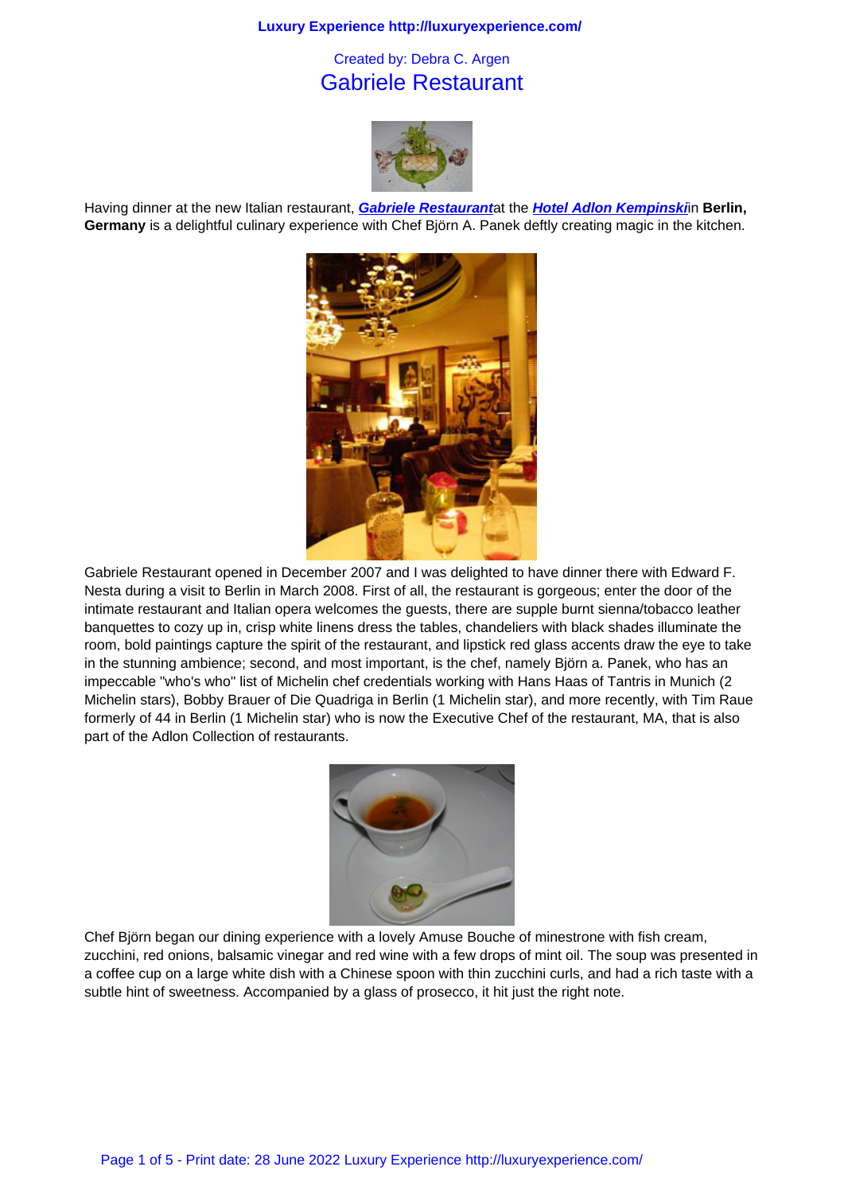Created by: Debra C. Argen

# Gabriele Restaurant

Having dinner at the new Italian restaurant, ***Gabriele Restaurant***at the ***Hotel Adlon Kempinski***in **Berlin, Germany** is a delightful culinary experience with Chef Björn A. Panek deftly creating magic in the kitchen.

Gabriele Restaurant opened in December 2007 and I was delighted to have dinner there with Edward F. Nesta during a visit to Berlin in March 2008. First of all, the restaurant is gorgeous; enter the door of the intimate restaurant and Italian opera welcomes the guests, there are supple burnt sienna/tobacco leather banquettes to cozy up in, crisp white linens dress the tables, chandeliers with black shades illuminate the room, bold paintings capture the spirit of the restaurant, and lipstick red glass accents draw the eye to take in the stunning ambience; second, and most important, is the chef, namely Björn a. Panek, who has an impeccable "who's who" list of Michelin chef credentials working with Hans Haas of Tantris in Munich (2 Michelin stars), Bobby Brauer of Die Quadriga in Berlin (1 Michelin star), and more recently, with Tim Raue formerly of 44 in Berlin (1 Michelin star) who is now the Executive Chef of the restaurant, MA, that is also part of the Adlon Collection of restaurants.

Chef Björn began our dining experience with a lovely Amuse Bouche of minestrone with fish cream, zucchini, red onions, balsamic vinegar and red wine with a few drops of mint oil. The soup was presented in a coffee cup on a large white dish with a Chinese spoon with thin zucchini curls, and had a rich taste with a subtle hint of sweetness. Accompanied by a glass of prosecco, it hit just the right note.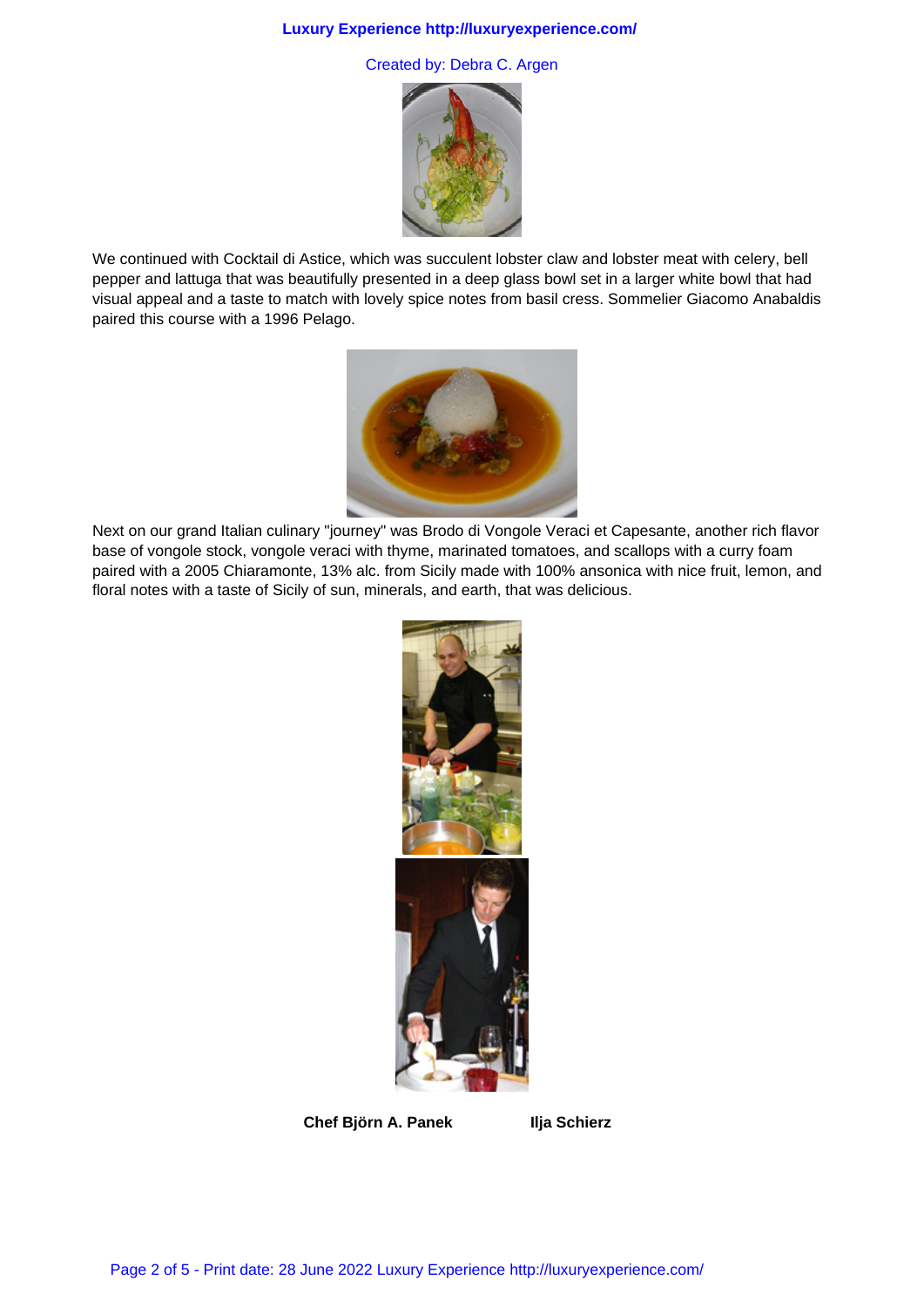We continued with Cocktail di Astice, which was succulent lobster claw and lobster meat with celery, bell pepper and lattuga that was beautifully presented in a deep glass bowl set in a larger white bowl that had visual appeal and a taste to match with lovely spice notes from basil cress. Sommelier Giacomo Anabaldis paired this course with a 1996 Pelago.

Next on our grand Italian culinary "journey" was Brodo di Vongole Veraci et Capesante, another rich flavor base of vongole stock, vongole veraci with thyme, marinated tomatoes, and scallops with a curry foam paired with a 2005 Chiaramonte, 13% alc. from Sicily made with 100% ansonica with nice fruit, lemon, and floral notes with a taste of Sicily of sun, minerals, and earth, that was delicious.

**Chef Björn A. Panek** **Ilja Schierz**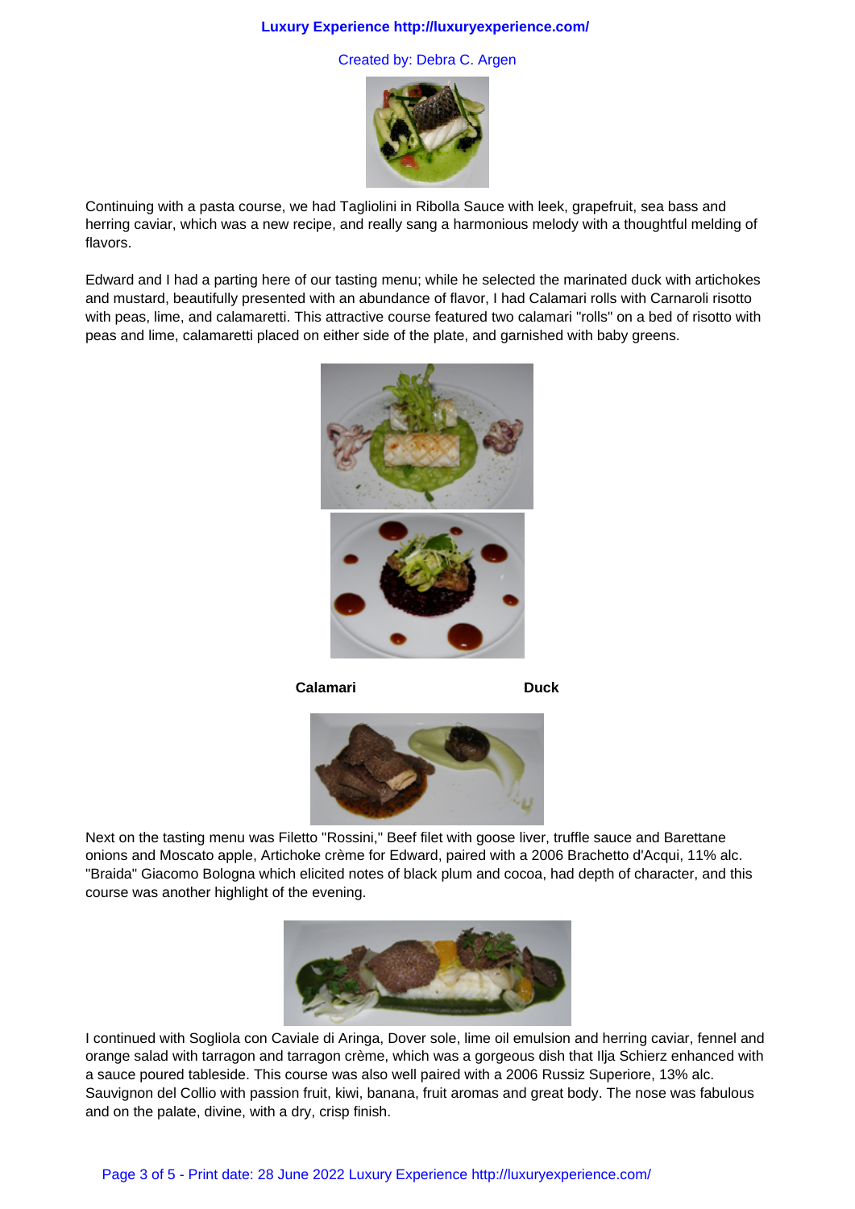Continuing with a pasta course, we had Tagliolini in Ribolla Sauce with leek, grapefruit, sea bass and herring caviar, which was a new recipe, and really sang a harmonious melody with a thoughtful melding of flavors.

Edward and I had a parting here of our tasting menu; while he selected the marinated duck with artichokes and mustard, beautifully presented with an abundance of flavor, I had Calamari rolls with Carnaroli risotto with peas, lime, and calamaretti. This attractive course featured two calamari "rolls" on a bed of risotto with peas and lime, calamaretti placed on either side of the plate, and garnished with baby greens.

**Calamari** **Duck**

Next on the tasting menu was Filetto "Rossini," Beef filet with goose liver, truffle sauce and Barettane onions and Moscato apple, Artichoke crème for Edward, paired with a 2006 Brachetto d'Acqui, 11% alc. "Braida" Giacomo Bologna which elicited notes of black plum and cocoa, had depth of character, and this course was another highlight of the evening.

I continued with Sogliola con Caviale di Aringa, Dover sole, lime oil emulsion and herring caviar, fennel and orange salad with tarragon and tarragon crème, which was a gorgeous dish that Ilja Schierz enhanced with a sauce poured tableside. This course was also well paired with a 2006 Russiz Superiore, 13% alc. Sauvignon del Collio with passion fruit, kiwi, banana, fruit aromas and great body. The nose was fabulous and on the palate, divine, with a dry, crisp finish.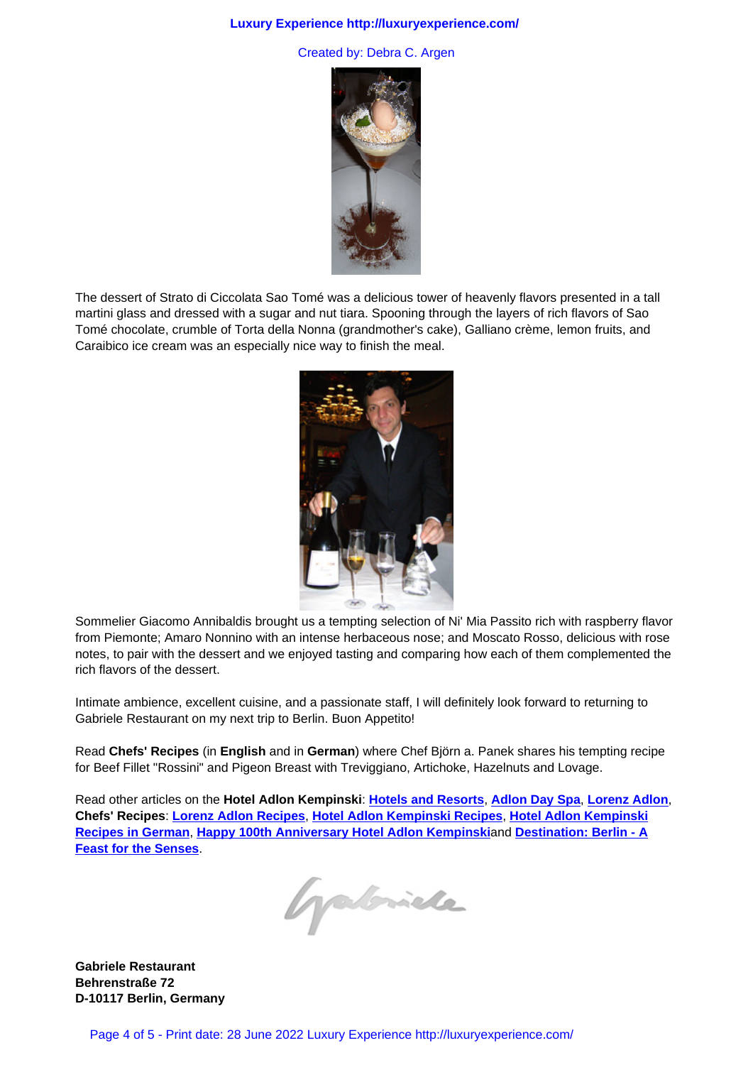The dessert of Strato di Ciccolata Sao Tomé was a delicious tower of heavenly flavors presented in a tall martini glass and dressed with a sugar and nut tiara. Spooning through the layers of rich flavors of Sao Tomé chocolate, crumble of Torta della Nonna (grandmother's cake), Galliano crème, lemon fruits, and Caraibico ice cream was an especially nice way to finish the meal.

Sommelier Giacomo Annibaldis brought us a tempting selection of Ni' Mia Passito rich with raspberry flavor from Piemonte; Amaro Nonnino with an intense herbaceous nose; and Moscato Rosso, delicious with rose notes, to pair with the dessert and we enjoyed tasting and comparing how each of them complemented the rich flavors of the dessert.

Intimate ambience, excellent cuisine, and a passionate staff, I will definitely look forward to returning to Gabriele Restaurant on my next trip to Berlin. Buon Appetito!

Read **Chefs' Recipes** (in **English** and in **German**) where Chef Björn a. Panek shares his tempting recipe for Beef Fillet "Rossini" and Pigeon Breast with Treviggiano, Artichoke, Hazelnuts and Lovage.

Read other articles on the **Hotel Adlon Kempinski**: **Hotels and Resorts**, **Adlon Day Spa**, **Lorenz Adlon**, **Chefs' Recipes**: **Lorenz Adlon Recipes**, **Hotel Adlon Kempinski Recipes**, **Hotel Adlon Kempinski Recipes in German**, **Happy 100th Anniversary Hotel Adlon Kempinski**and **Destination: Berlin - A Feast for the Senses**.

**Gabriele Restaurant**
**Behrenstraße 72**
**D-10117 Berlin, Germany**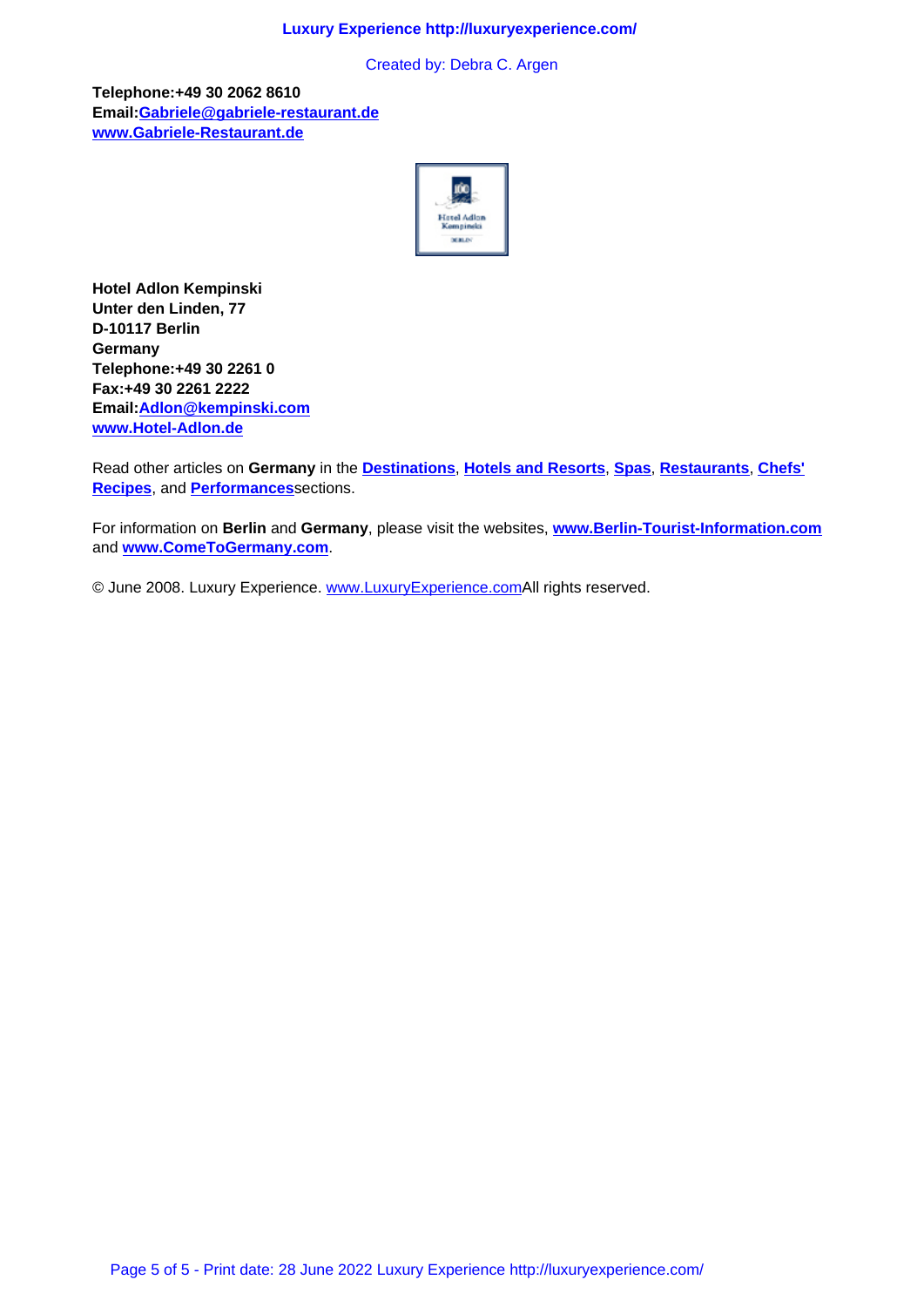**Telephone:+49 30 2062 8610**
**Email:Gabriele@gabriele-restaurant.de**
**www.Gabriele-Restaurant.de**

**Hotel Adlon Kempinski**
**Unter den Linden, 77**
**D-10117 Berlin**
**Germany**
**Telephone:+49 30 2261 0**
**Fax:+49 30 2261 2222**
**Email:Adlon@kempinski.com**
**www.Hotel-Adlon.de**

Read other articles on **Germany** in the **Destinations**, **Hotels and Resorts**, **Spas**, **Restaurants**, **Chefs' Recipes**, and **Performances**sections.

For information on **Berlin** and **Germany**, please visit the websites, **www.Berlin-Tourist-Information.com** and **www.ComeToGermany.com**.

© June 2008. Luxury Experience. www.LuxuryExperience.comAll rights reserved.